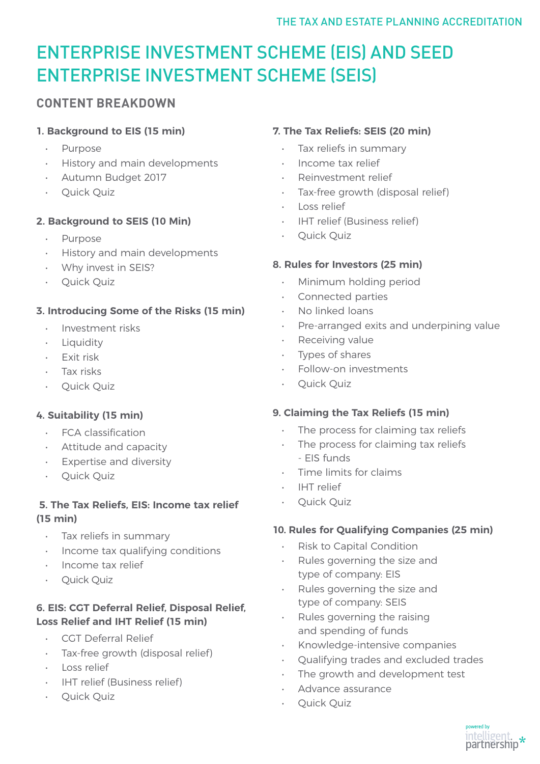# ENTERPRISE INVESTMENT SCHEME (EIS) AND SEED ENTERPRISE INVESTMENT SCHEME (SEIS)

## CONTENT BREAKDOWN

### 1. Background to EIS (15 min)

- Purpose
- History and main developments
- Autumn Budget 2017
- Quick Quiz

### 2. Background to SEIS (10 Min)

- Purpose
- History and main developments
- Why invest in SEIS?
- Quick Quiz

### 3. Introducing Some of the Risks (15 min)

- Investment risks
- Liquidity
- Exit risk
- Tax risks
- Quick Quiz

### 4. Suitability (15 min)

- FCA classification
- Attitude and capacity
- Expertise and diversity
- Quick Quiz

### 5. The Tax Reliefs, EIS: Income tax relief (15 min)

- Tax reliefs in summary
- Income tax qualifying conditions
- Income tax relief
- Quick Quiz

### 6. EIS: CGT Deferral Relief, Disposal Relief, Loss Relief and IHT Relief (15 min)

- CGT Deferral Relief
- Tax-free growth (disposal relief)
- Loss relief
- IHT relief (Business relief)
- Quick Quiz

### 7. The Tax Reliefs: SEIS (20 min)

- Tax reliefs in summary
- Income tax relief
- Reinvestment relief
- Tax-free growth (disposal relief)
- Loss relief
- IHT relief (Business relief)
- Quick Quiz

### 8. Rules for Investors (25 min)

- Minimum holding period
- Connected parties
- No linked loans
- Pre-arranged exits and underpining value
- Receiving value
- Types of shares
- Follow-on investments
- Quick Quiz

### 9. Claiming the Tax Reliefs (15 min)

- The process for claiming tax reliefs
- The process for claiming tax reliefs - EIS funds
- Time limits for claims
- IHT relief
- Quick Quiz

### 10. Rules for Qualifying Companies (25 min)

- Risk to Capital Condition
- Rules governing the size and type of company: EIS
- Rules governing the size and type of company: SEIS
- Rules governing the raising and spending of funds
- Knowledge-intensive companies
- Qualifying trades and excluded trades
- The growth and development test
- Advance assurance
- Quick Quiz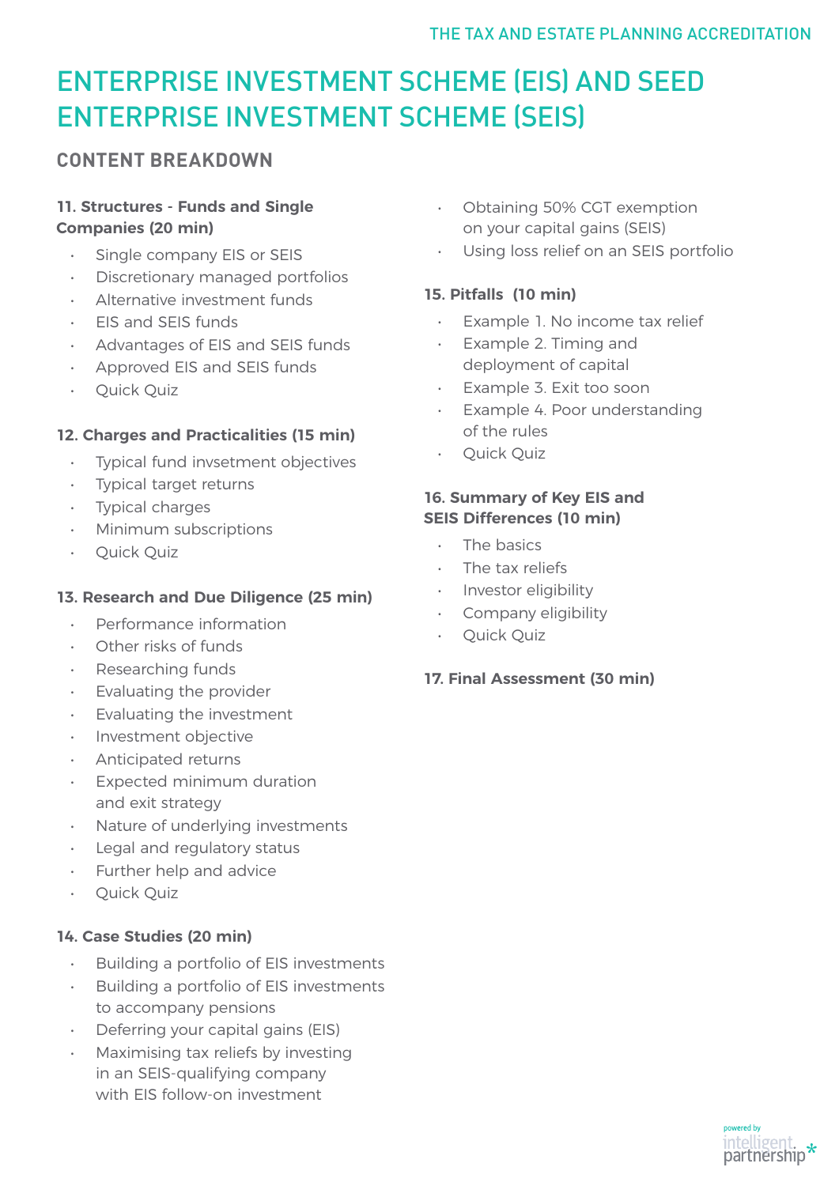# ENTERPRISE INVESTMENT SCHEME (EIS) AND SEED ENTERPRISE INVESTMENT SCHEME (SEIS)

## CONTENT BREAKDOWN

**11. Structures - Funds and Single Companies (20 min)**

- Single company EIS or SEIS
- Discretionary managed portfolios
- Alternative investment funds
- EIS and SEIS funds
- Advantages of EIS and SEIS funds
- Approved EIS and SEIS funds
- Quick Quiz

**12. Charges and Practicalities (15 min)**

- Typical fund invsetment objectives
- Typical target returns
- Typical charges
- Minimum subscriptions
- Quick Quiz

**13. Research and Due Diligence (25 min)**

- Performance information
- Other risks of funds
- Researching funds
- Evaluating the provider
- Evaluating the investment
- Investment objective
- Anticipated returns
- Expected minimum duration and exit strategy
- Nature of underlying investments
- Legal and regulatory status
- Further help and advice
- Quick Quiz

**14. Case Studies (20 min)**

- Building a portfolio of EIS investments
- Building a portfolio of EIS investments to accompany pensions
- Deferring your capital gains (EIS)
- Maximising tax reliefs by investing in an SEIS-qualifying company with EIS follow-on investment
- Obtaining 50% CGT exemption on your capital gains (SEIS)
- Using loss relief on an SEIS portfolio

**15. Pitfalls (10 min)**

- Example 1. No income tax relief
- Example 2. Timing and deployment of capital
- Example 3. Exit too soon
- Example 4. Poor understanding of the rules
- Quick Quiz

**16. Summary of Key EIS and SEIS Differences (10 min)**

- The basics
- The tax reliefs
- Investor eligibility
- Company eligibility
- Quick Quiz

**17. Final Assessment (30 min)**